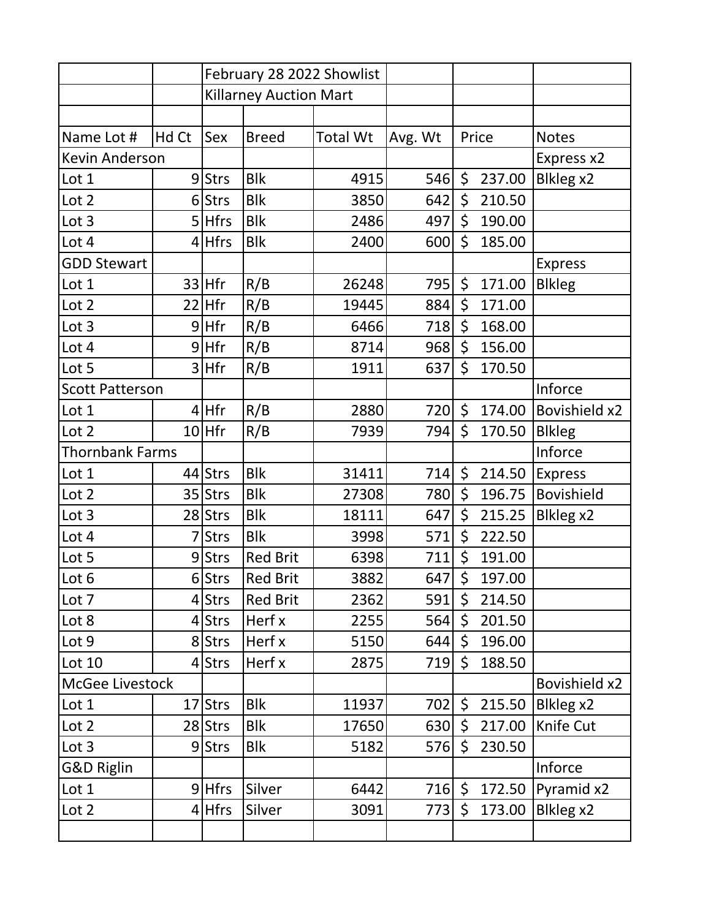| | | February 28 2022 Showlist | | | | | |
|---|---|---|---|---|---|---|---|
| | | Killarney Auction Mart | | | | | |
| | | | | | | | |
| Name Lot # | Hd Ct | Sex | Breed | Total Wt | Avg. Wt | Price | Notes |
| Kevin Anderson | | | | | | | Express x2 |
| Lot 1 | 9 | Strs | Blk | 4915 | 546 | $ 237.00 | Blkleg x2 |
| Lot 2 | 6 | Strs | Blk | 3850 | 642 | $ 210.50 | |
| Lot 3 | 5 | Hfrs | Blk | 2486 | 497 | $ 190.00 | |
| Lot 4 | 4 | Hfrs | Blk | 2400 | 600 | $ 185.00 | |
| GDD Stewart | | | | | | | Express |
| Lot 1 | 33 | Hfr | R/B | 26248 | 795 | $ 171.00 | Blkleg |
| Lot 2 | 22 | Hfr | R/B | 19445 | 884 | $ 171.00 | |
| Lot 3 | 9 | Hfr | R/B | 6466 | 718 | $ 168.00 | |
| Lot 4 | 9 | Hfr | R/B | 8714 | 968 | $ 156.00 | |
| Lot 5 | 3 | Hfr | R/B | 1911 | 637 | $ 170.50 | |
| Scott Patterson | | | | | | | Inforce |
| Lot 1 | 4 | Hfr | R/B | 2880 | 720 | $ 174.00 | Bovishield x2 |
| Lot 2 | 10 | Hfr | R/B | 7939 | 794 | $ 170.50 | Blkleg |
| Thornbank Farms | | | | | | | Inforce |
| Lot 1 | 44 | Strs | Blk | 31411 | 714 | $ 214.50 | Express |
| Lot 2 | 35 | Strs | Blk | 27308 | 780 | $ 196.75 | Bovishield |
| Lot 3 | 28 | Strs | Blk | 18111 | 647 | $ 215.25 | Blkleg x2 |
| Lot 4 | 7 | Strs | Blk | 3998 | 571 | $ 222.50 | |
| Lot 5 | 9 | Strs | Red Brit | 6398 | 711 | $ 191.00 | |
| Lot 6 | 6 | Strs | Red Brit | 3882 | 647 | $ 197.00 | |
| Lot 7 | 4 | Strs | Red Brit | 2362 | 591 | $ 214.50 | |
| Lot 8 | 4 | Strs | Herf x | 2255 | 564 | $ 201.50 | |
| Lot 9 | 8 | Strs | Herf x | 5150 | 644 | $ 196.00 | |
| Lot 10 | 4 | Strs | Herf x | 2875 | 719 | $ 188.50 | |
| McGee Livestock | | | | | | | Bovishield x2 |
| Lot 1 | 17 | Strs | Blk | 11937 | 702 | $ 215.50 | Blkleg x2 |
| Lot 2 | 28 | Strs | Blk | 17650 | 630 | $ 217.00 | Knife Cut |
| Lot 3 | 9 | Strs | Blk | 5182 | 576 | $ 230.50 | |
| G&D Riglin | | | | | | | Inforce |
| Lot 1 | 9 | Hfrs | Silver | 6442 | 716 | $ 172.50 | Pyramid x2 |
| Lot 2 | 4 | Hfrs | Silver | 3091 | 773 | $ 173.00 | Blkleg x2 |
| | | | | | | | |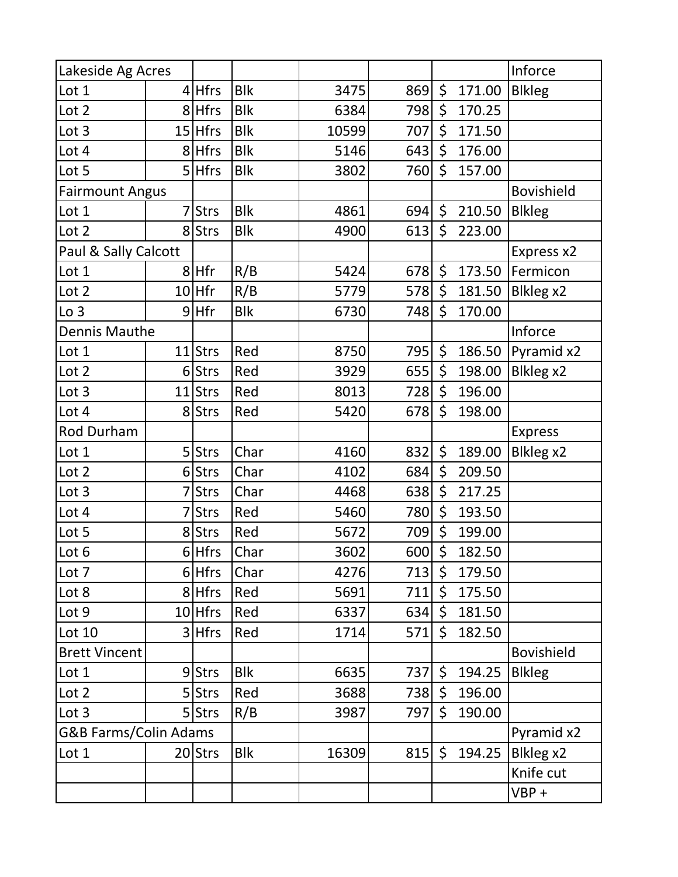| Lakeside Ag Acres | | | | | | | Inforce |
|---|---|---|---|---|---|---|---|
| Lot 1 | 4 | Hfrs | Blk | 3475 | 869 | $ 171.00 | Blkleg |
| Lot 2 | 8 | Hfrs | Blk | 6384 | 798 | $ 170.25 | |
| Lot 3 | 15 | Hfrs | Blk | 10599 | 707 | $ 171.50 | |
| Lot 4 | 8 | Hfrs | Blk | 5146 | 643 | $ 176.00 | |
| Lot 5 | 5 | Hfrs | Blk | 3802 | 760 | $ 157.00 | |
| Fairmount Angus | | | | | | | Bovishield |
| Lot 1 | 7 | Strs | Blk | 4861 | 694 | $ 210.50 | Blkleg |
| Lot 2 | 8 | Strs | Blk | 4900 | 613 | $ 223.00 | |
| Paul & Sally Calcott | | | | | | | Express x2 |
| Lot 1 | 8 | Hfr | R/B | 5424 | 678 | $ 173.50 | Fermicon |
| Lot 2 | 10 | Hfr | R/B | 5779 | 578 | $ 181.50 | Blkleg x2 |
| Lo 3 | 9 | Hfr | Blk | 6730 | 748 | $ 170.00 | |
| Dennis Mauthe | | | | | | | Inforce |
| Lot 1 | 11 | Strs | Red | 8750 | 795 | $ 186.50 | Pyramid x2 |
| Lot 2 | 6 | Strs | Red | 3929 | 655 | $ 198.00 | Blkleg x2 |
| Lot 3 | 11 | Strs | Red | 8013 | 728 | $ 196.00 | |
| Lot 4 | 8 | Strs | Red | 5420 | 678 | $ 198.00 | |
| Rod Durham | | | | | | | Express |
| Lot 1 | 5 | Strs | Char | 4160 | 832 | $ 189.00 | Blkleg x2 |
| Lot 2 | 6 | Strs | Char | 4102 | 684 | $ 209.50 | |
| Lot 3 | 7 | Strs | Char | 4468 | 638 | $ 217.25 | |
| Lot 4 | 7 | Strs | Red | 5460 | 780 | $ 193.50 | |
| Lot 5 | 8 | Strs | Red | 5672 | 709 | $ 199.00 | |
| Lot 6 | 6 | Hfrs | Char | 3602 | 600 | $ 182.50 | |
| Lot 7 | 6 | Hfrs | Char | 4276 | 713 | $ 179.50 | |
| Lot 8 | 8 | Hfrs | Red | 5691 | 711 | $ 175.50 | |
| Lot 9 | 10 | Hfrs | Red | 6337 | 634 | $ 181.50 | |
| Lot 10 | 3 | Hfrs | Red | 1714 | 571 | $ 182.50 | |
| Brett Vincent | | | | | | | Bovishield |
| Lot 1 | 9 | Strs | Blk | 6635 | 737 | $ 194.25 | Blkleg |
| Lot 2 | 5 | Strs | Red | 3688 | 738 | $ 196.00 | |
| Lot 3 | 5 | Strs | R/B | 3987 | 797 | $ 190.00 | |
| G&B Farms/Colin Adams | | | | | | | Pyramid x2 |
| Lot 1 | 20 | Strs | Blk | 16309 | 815 | $ 194.25 | Blkleg x2 |
| | | | | | | | Knife cut |
| | | | | | | | VBP + |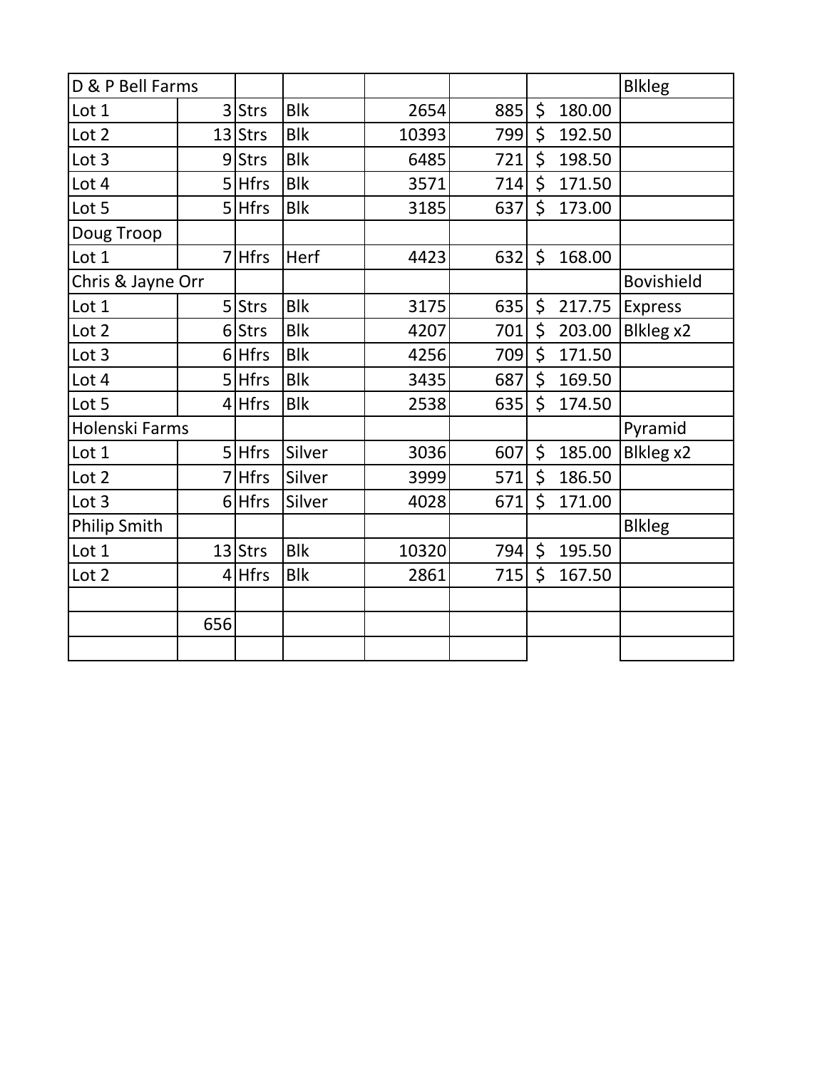| | | | | | | | |
|---|---|---|---|---|---|---|---|
| D & P Bell Farms | | | | | | | Blkleg |
| Lot 1 | 3 | Strs | Blk | 2654 | 885 | $ 180.00 | |
| Lot 2 | 13 | Strs | Blk | 10393 | 799 | $ 192.50 | |
| Lot 3 | 9 | Strs | Blk | 6485 | 721 | $ 198.50 | |
| Lot 4 | 5 | Hfrs | Blk | 3571 | 714 | $ 171.50 | |
| Lot 5 | 5 | Hfrs | Blk | 3185 | 637 | $ 173.00 | |
| Doug Troop | | | | | | | |
| Lot 1 | 7 | Hfrs | Herf | 4423 | 632 | $ 168.00 | |
| Chris & Jayne Orr | | | | | | | Bovishield |
| Lot 1 | 5 | Strs | Blk | 3175 | 635 | $ 217.75 | Express |
| Lot 2 | 6 | Strs | Blk | 4207 | 701 | $ 203.00 | Blkleg x2 |
| Lot 3 | 6 | Hfrs | Blk | 4256 | 709 | $ 171.50 | |
| Lot 4 | 5 | Hfrs | Blk | 3435 | 687 | $ 169.50 | |
| Lot 5 | 4 | Hfrs | Blk | 2538 | 635 | $ 174.50 | |
| Holenski Farms | | | | | | | Pyramid |
| Lot 1 | 5 | Hfrs | Silver | 3036 | 607 | $ 185.00 | Blkleg x2 |
| Lot 2 | 7 | Hfrs | Silver | 3999 | 571 | $ 186.50 | |
| Lot 3 | 6 | Hfrs | Silver | 4028 | 671 | $ 171.00 | |
| Philip Smith | | | | | | | Blkleg |
| Lot 1 | 13 | Strs | Blk | 10320 | 794 | $ 195.50 | |
| Lot 2 | 4 | Hfrs | Blk | 2861 | 715 | $ 167.50 | |
| | | | | | | | |
| | 656 | | | | | | |
| | | | | | | | |